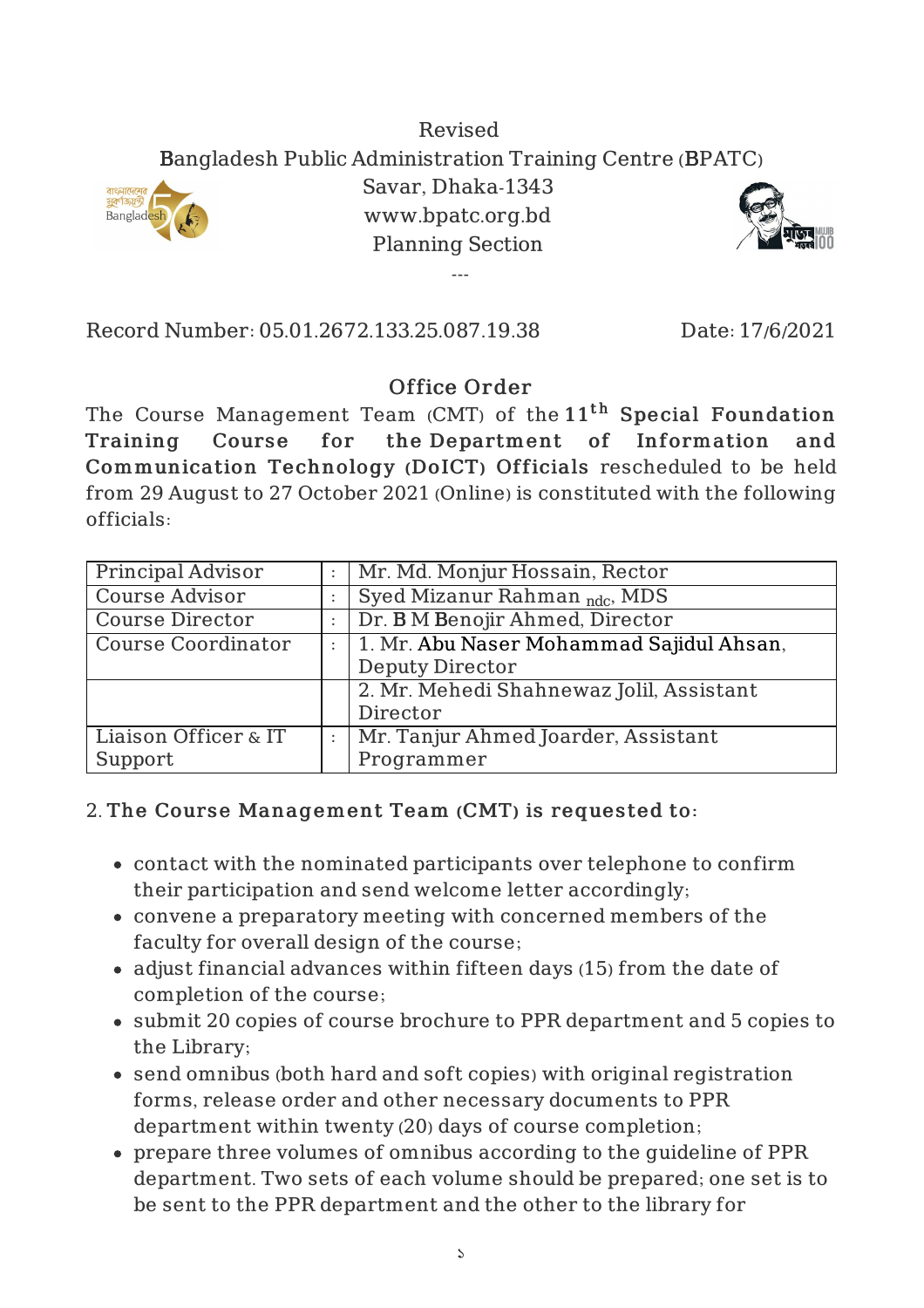Revised

Bangladesh Public Administration Training Centre (BPATC)

Savar, Dhaka-1343

www.bpatc.org.bd

Planning Section

---

Record Number: 05.01.2672.133.25.087.19.38 Date: 17/6/2021

## Office Order

The Course Management Team (CMT) of the **11th Special Foundation Training Course for the Department of Information and Communication Technology (DoICT) Officials** rescheduled to be held from 29 August to 27 October 2021 (Online) is constituted with the following officials:

| | | |
|---|---|---|
| Principal Advisor | : | Mr. Md. Monjur Hossain, Rector |
| Course Advisor | : | Syed Mizanur Rahman $_{ndc}$, MDS |
| Course Director | : | Dr. B M Benojir Ahmed, Director |
| Course Coordinator | : | 1. Mr. Abu Naser Mohammad Sajidul Ahsan, Deputy Director |
| | | 2. Mr. Mehedi Shahnewaz Jolil, Assistant Director |
| Liaison Officer & IT Support | : | Mr. Tanjur Ahmed Joarder, Assistant Programmer |

2. **The Course Management Team (CMT) is requested to:**

- contact with the nominated participants over telephone to confirm their participation and send welcome letter accordingly;
- convene a preparatory meeting with concerned members of the faculty for overall design of the course;
- adjust financial advances within fifteen days (15) from the date of completion of the course;
- submit 20 copies of course brochure to PPR department and 5 copies to the Library;
- send omnibus (both hard and soft copies) with original registration forms, release order and other necessary documents to PPR department within twenty (20) days of course completion;
- prepare three volumes of omnibus according to the guideline of PPR department. Two sets of each volume should be prepared; one set is to be sent to the PPR department and the other to the library for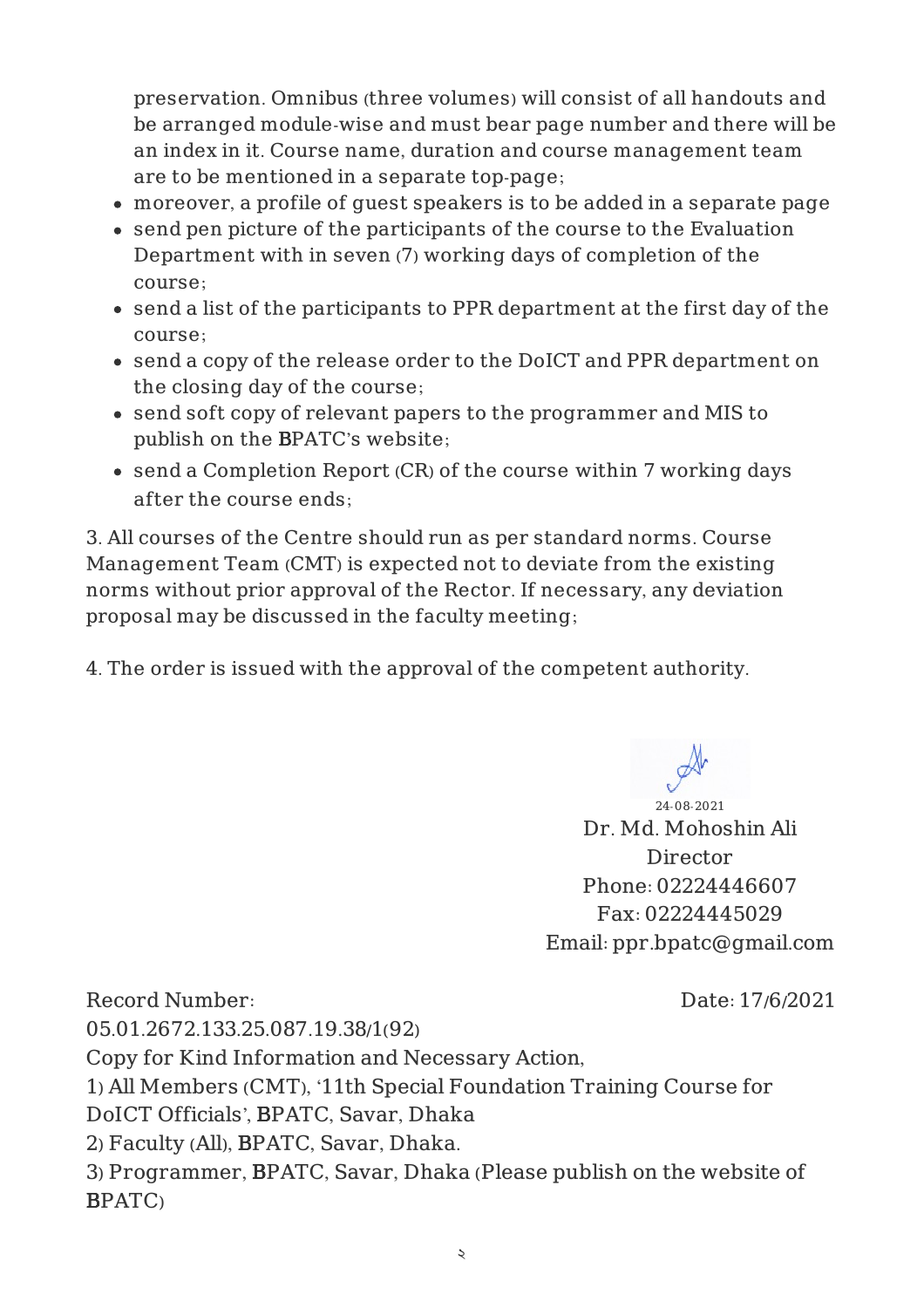preservation. Omnibus (three volumes) will consist of all handouts and be arranged module-wise and must bear page number and there will be an index in it. Course name, duration and course management team are to be mentioned in a separate top-page;

- moreover, a profile of guest speakers is to be added in a separate page
- send pen picture of the participants of the course to the Evaluation Department with in seven (7) working days of completion of the course;
- send a list of the participants to PPR department at the first day of the course;
- send a copy of the release order to the DoICT and PPR department on the closing day of the course;
- send soft copy of relevant papers to the programmer and MIS to publish on the BPATC's website;
- send a Completion Report (CR) of the course within 7 working days after the course ends;

3. All courses of the Centre should run as per standard norms. Course Management Team (CMT) is expected not to deviate from the existing norms without prior approval of the Rector. If necessary, any deviation proposal may be discussed in the faculty meeting;

4. The order is issued with the approval of the competent authority.

24-08-2021
Dr. Md. Mohoshin Ali
Director
Phone: 02224446607
Fax: 02224445029
Email: ppr.bpatc@gmail.com

Record Number: 05.01.2672.133.25.087.19.38/1(92)

Date: 17/6/2021

Copy for Kind Information and Necessary Action,

1) All Members (CMT), '11th Special Foundation Training Course for DoICT Officials', BPATC, Savar, Dhaka
2) Faculty (All), BPATC, Savar, Dhaka.
3) Programmer, BPATC, Savar, Dhaka (Please publish on the website of BPATC)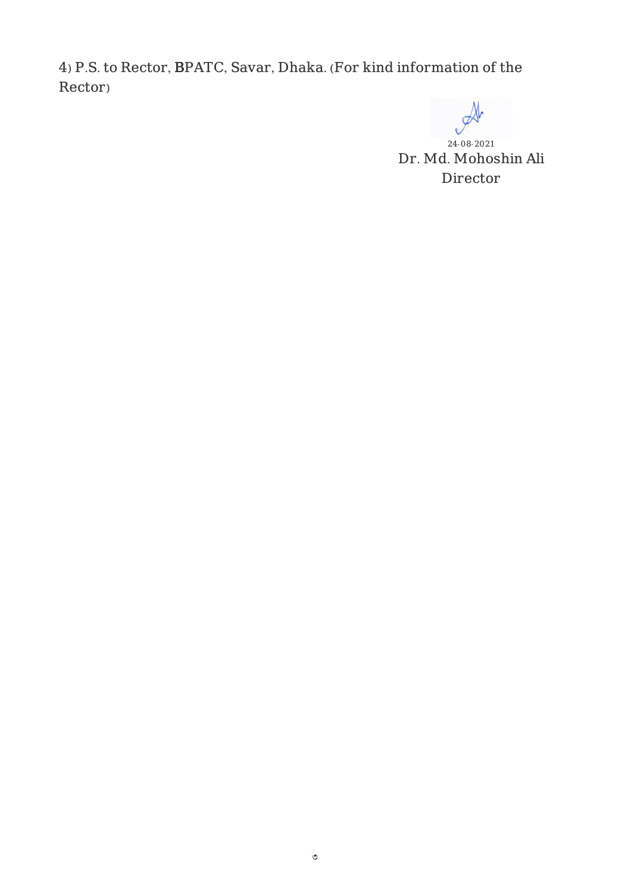4) P.S. to Rector, BPATC, Savar, Dhaka. (For kind information of the Rector)

24-08-2021

Dr. Md. Mohoshin Ali

Director